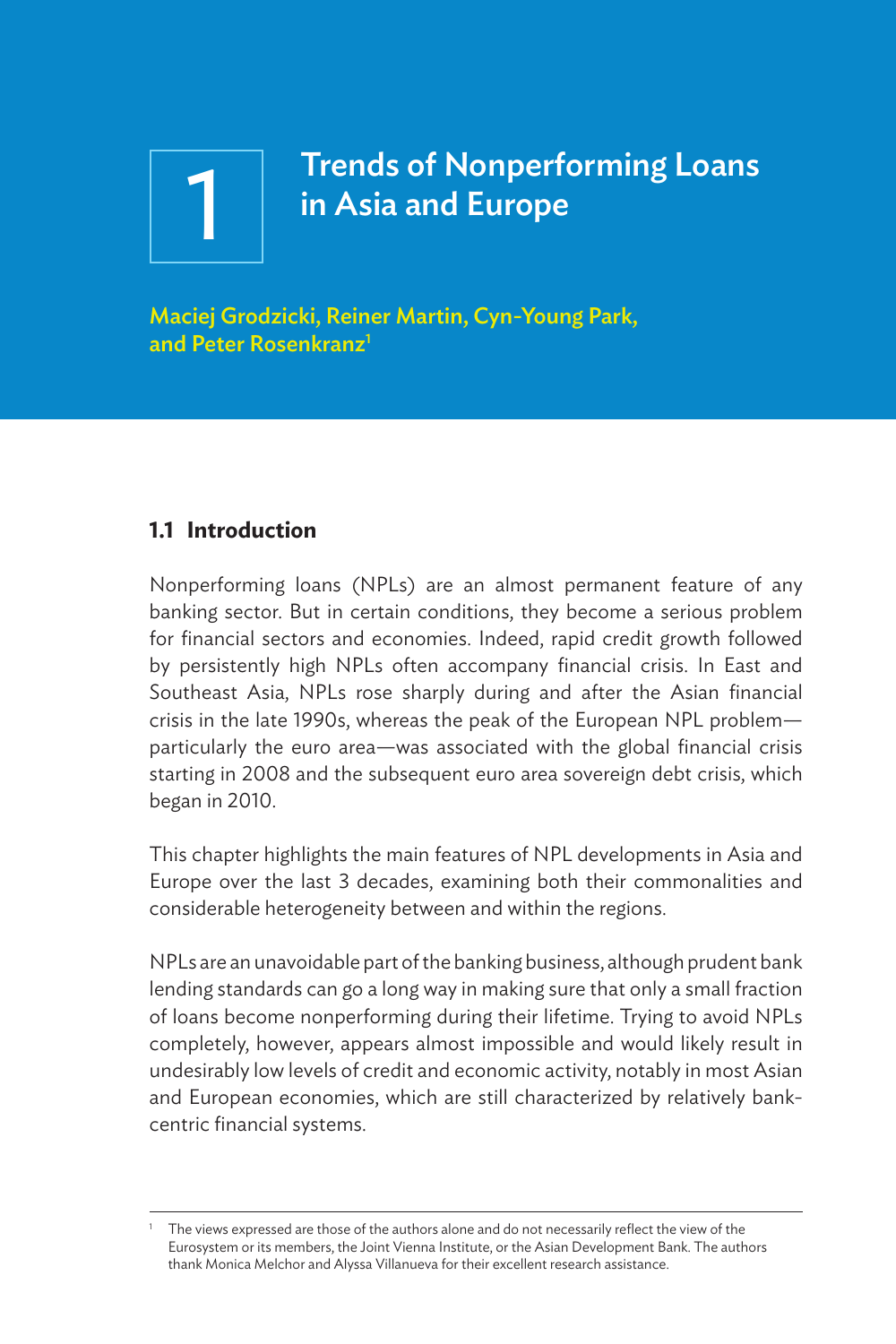# 1 Trends of Nonperforming Loans in Asia and Europe

Maciej Grodzicki, Reiner Martin, Cyn-Young Park, and Peter Rosenkranz[1]

## 1.1 Introduction

Nonperforming loans (NPLs) are an almost permanent feature of any banking sector. But in certain conditions, they become a serious problem for financial sectors and economies. Indeed, rapid credit growth followed by persistently high NPLs often accompany financial crisis. In East and Southeast Asia, NPLs rose sharply during and after the Asian financial crisis in the late 1990s, whereas the peak of the European NPL problem—particularly the euro area—was associated with the global financial crisis starting in 2008 and the subsequent euro area sovereign debt crisis, which began in 2010.

This chapter highlights the main features of NPL developments in Asia and Europe over the last 3 decades, examining both their commonalities and considerable heterogeneity between and within the regions.

NPLs are an unavoidable part of the banking business, although prudent bank lending standards can go a long way in making sure that only a small fraction of loans become nonperforming during their lifetime. Trying to avoid NPLs completely, however, appears almost impossible and would likely result in undesirably low levels of credit and economic activity, notably in most Asian and European economies, which are still characterized by relatively bank-centric financial systems.

---

[1] The views expressed are those of the authors alone and do not necessarily reflect the view of the Eurosystem or its members, the Joint Vienna Institute, or the Asian Development Bank. The authors thank Monica Melchor and Alyssa Villanueva for their excellent research assistance.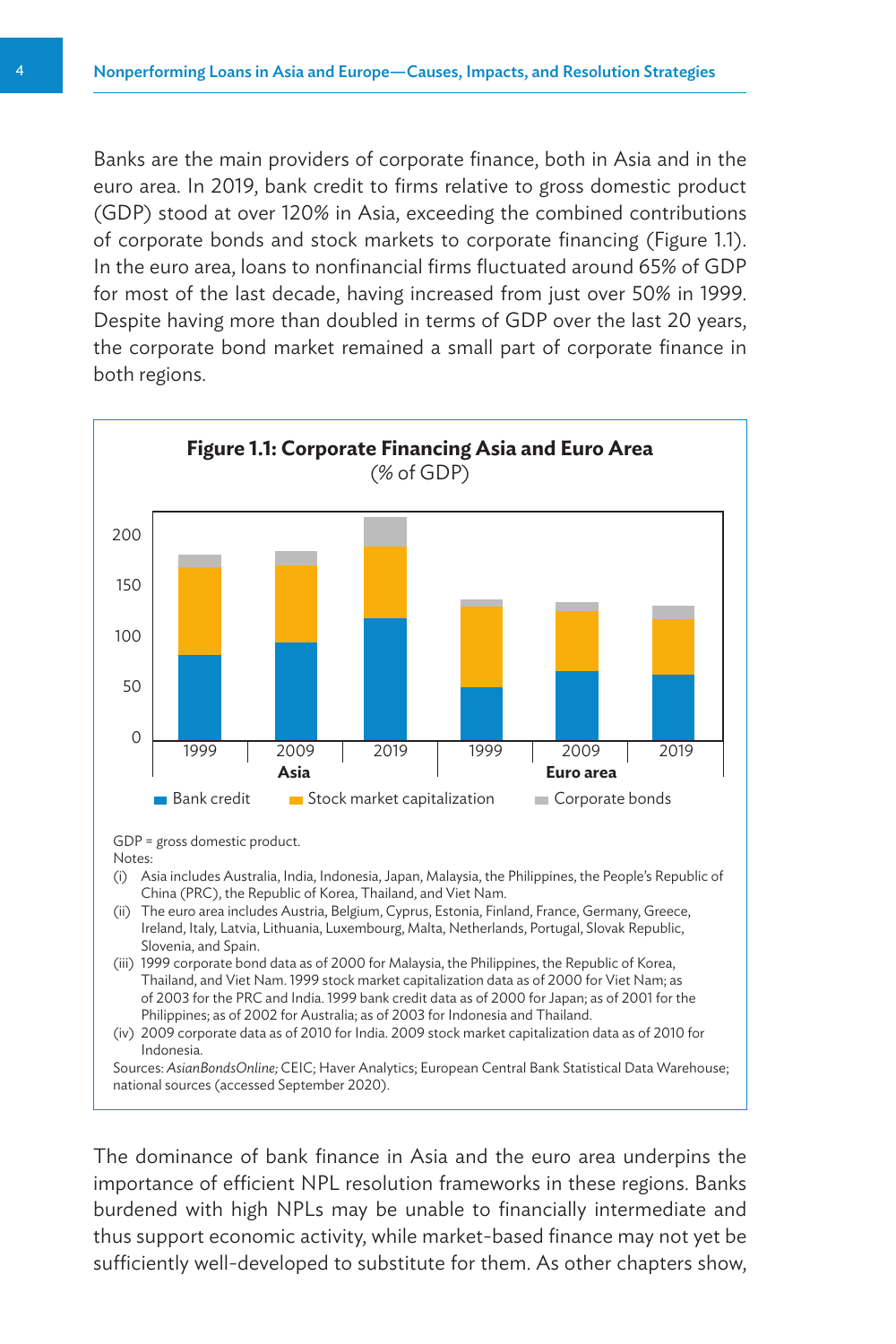Banks are the main providers of corporate finance, both in Asia and in the euro area. In 2019, bank credit to firms relative to gross domestic product (GDP) stood at over 120% in Asia, exceeding the combined contributions of corporate bonds and stock markets to corporate financing (Figure 1.1). In the euro area, loans to nonfinancial firms fluctuated around 65% of GDP for most of the last decade, having increased from just over 50% in 1999. Despite having more than doubled in terms of GDP over the last 20 years, the corporate bond market remained a small part of corporate finance in both regions.

**Figure 1.1: Corporate Financing Asia and Euro Area**
(% of GDP)

200
150
100
50
0

1999 2009 2019
Asia
1999 2009 2019
Euro area

Bank credit
Stock market capitalization
Corporate bonds

GDP = gross domestic product.

Notes:

(i) Asia includes Australia, India, Indonesia, Japan, Malaysia, the Philippines, the People's Republic of China (PRC), the Republic of Korea, Thailand, and Viet Nam.

(ii) The euro area includes Austria, Belgium, Cyprus, Estonia, Finland, France, Germany, Greece, Ireland, Italy, Latvia, Lithuania, Luxembourg, Malta, Netherlands, Portugal, Slovak Republic, Slovenia, and Spain.

(iii) 1999 corporate bond data as of 2000 for Malaysia, the Philippines, the Republic of Korea, Thailand, and Viet Nam. 1999 stock market capitalization data as of 2000 for Viet Nam; as of 2003 for the PRC and India. 1999 bank credit data as of 2000 for Japan; as of 2001 for the Philippines; as of 2002 for Australia; as of 2003 for Indonesia and Thailand.

(iv) 2009 corporate data as of 2010 for India. 2009 stock market capitalization data as of 2010 for Indonesia.

Sources: *AsianBondsOnline;* CEIC; Haver Analytics; European Central Bank Statistical Data Warehouse; national sources (accessed September 2020).

The dominance of bank finance in Asia and the euro area underpins the importance of efficient NPL resolution frameworks in these regions. Banks burdened with high NPLs may be unable to financially intermediate and thus support economic activity, while market-based finance may not yet be sufficiently well-developed to substitute for them. As other chapters show,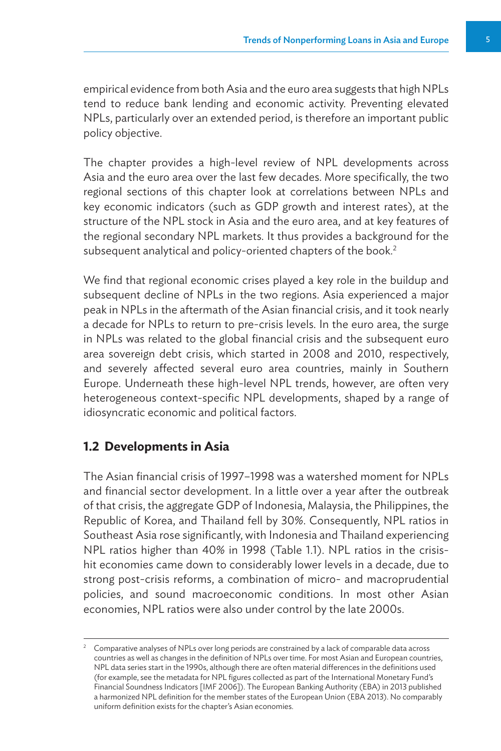empirical evidence from both Asia and the euro area suggests that high NPLs tend to reduce bank lending and economic activity. Preventing elevated NPLs, particularly over an extended period, is therefore an important public policy objective.

The chapter provides a high-level review of NPL developments across Asia and the euro area over the last few decades. More specifically, the two regional sections of this chapter look at correlations between NPLs and key economic indicators (such as GDP growth and interest rates), at the structure of the NPL stock in Asia and the euro area, and at key features of the regional secondary NPL markets. It thus provides a background for the subsequent analytical and policy-oriented chapters of the book.[2]

We find that regional economic crises played a key role in the buildup and subsequent decline of NPLs in the two regions. Asia experienced a major peak in NPLs in the aftermath of the Asian financial crisis, and it took nearly a decade for NPLs to return to pre-crisis levels. In the euro area, the surge in NPLs was related to the global financial crisis and the subsequent euro area sovereign debt crisis, which started in 2008 and 2010, respectively, and severely affected several euro area countries, mainly in Southern Europe. Underneath these high-level NPL trends, however, are often very heterogeneous context-specific NPL developments, shaped by a range of idiosyncratic economic and political factors.

## 1.2 Developments in Asia

The Asian financial crisis of 1997–1998 was a watershed moment for NPLs and financial sector development. In a little over a year after the outbreak of that crisis, the aggregate GDP of Indonesia, Malaysia, the Philippines, the Republic of Korea, and Thailand fell by 30%. Consequently, NPL ratios in Southeast Asia rose significantly, with Indonesia and Thailand experiencing NPL ratios higher than 40% in 1998 (Table 1.1). NPL ratios in the crisis-hit economies came down to considerably lower levels in a decade, due to strong post-crisis reforms, a combination of micro- and macroprudential policies, and sound macroeconomic conditions. In most other Asian economies, NPL ratios were also under control by the late 2000s.

[2] Comparative analyses of NPLs over long periods are constrained by a lack of comparable data across countries as well as changes in the definition of NPLs over time. For most Asian and European countries, NPL data series start in the 1990s, although there are often material differences in the definitions used (for example, see the metadata for NPL figures collected as part of the International Monetary Fund's Financial Soundness Indicators [IMF 2006]). The European Banking Authority (EBA) in 2013 published a harmonized NPL definition for the member states of the European Union (EBA 2013). No comparably uniform definition exists for the chapter's Asian economies.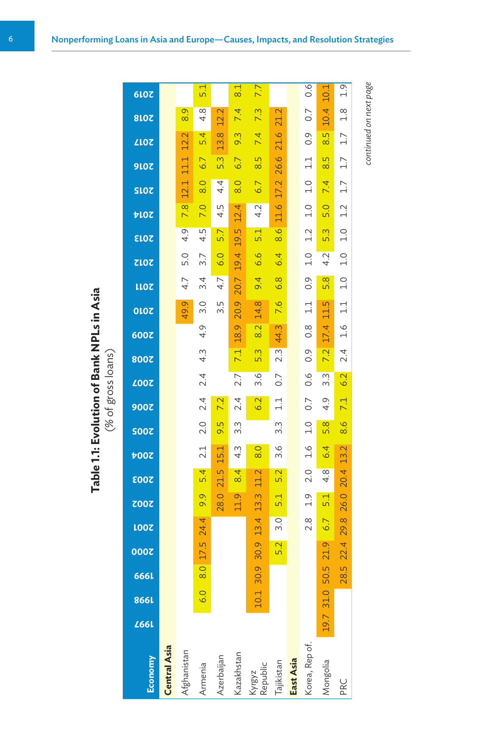**Table 1.1: Evolution of Bank NPLs in Asia**
(% of gross loans)

| Economy | 1997 | 1998 | 1999 | 2000 | 2001 | 2002 | 2003 | 2004 | 2005 | 2006 | 2007 | 2008 | 2009 | 2010 | 2011 | 2012 | 2013 | 2014 | 2015 | 2016 | 2017 | 2018 | 2019 |
|---|---|---|---|---|---|---|---|---|---|---|---|---|---|---|---|---|---|---|---|---|---|---|---|
| **Central Asia** | | | | | | | | | | | | | | | | | | | | | | | |
| Afghanistan | | | | | | | | | | | | | | 49.9 | 4.7 | 5.0 | 4.9 | 7.8 | 12.1 | 11.1 | 12.2 | 8.9 | |
| Armenia | | 6.0 | 8.0 | 17.5 | 24.4 | 9.9 | 5.4 | 2.1 | 2.0 | 2.4 | 2.4 | 4.3 | 4.9 | 3.0 | 3.4 | 3.7 | 4.5 | 7.0 | 8.0 | 6.7 | 5.4 | 4.8 | 5.1 |
| Azerbaijan | | | | | | 28.0 | 21.5 | 15.1 | 9.5 | 7.2 | | | | 3.5 | 4.7 | 6.0 | 5.7 | 4.5 | 4.4 | 5.3 | 13.8 | 12.2 | |
| Kazakhstan | | | | | | 11.9 | 8.4 | 4.3 | 3.3 | 2.4 | 2.7 | 7.1 | 18.9 | 20.9 | 20.7 | 19.4 | 19.5 | 12.4 | 8.0 | 6.7 | 9.3 | 7.4 | 8.1 |
| Kyrgyz Republic | | 10.1 | 30.9 | 30.9 | 13.4 | 13.3 | 11.2 | 8.0 | | 6.2 | 3.6 | 5.3 | 8.2 | 14.8 | 9.4 | 6.6 | 5.1 | 4.2 | 6.7 | 8.5 | 7.4 | 7.3 | 7.7 |
| Tajikistan | | | | 5.2 | 3.0 | 5.1 | 5.2 | 3.6 | 3.3 | 1.1 | 0.7 | 2.3 | 44.3 | 7.6 | 6.8 | 6.4 | 8.6 | 11.6 | 17.2 | 26.6 | 21.6 | 21.2 | |
| **East Asia** | | | | | | | | | | | | | | | | | | | | | | | |
| Korea, Rep of. | | | | | 2.8 | 1.9 | 2.0 | 1.6 | 1.0 | 0.7 | 0.6 | 0.9 | 0.8 | 1.1 | 0.9 | 1.0 | 1.2 | 1.0 | 1.0 | 1.1 | 0.9 | 0.7 | 0.6 |
| Mongolia | 19.7 | 31.0 | 50.5 | 21.9 | 6.7 | 5.1 | 4.8 | 6.4 | 5.8 | 4.9 | 3.3 | 7.2 | 17.4 | 11.5 | 5.8 | 4.2 | 5.3 | 5.0 | 7.4 | 8.5 | 8.5 | 10.4 | 10.1 |
| PRC | | | 28.5 | 22.4 | 29.8 | 26.0 | 20.4 | 13.2 | 8.6 | 7.1 | 6.2 | 2.4 | 1.6 | 1.1 | 1.0 | 1.0 | 1.0 | 1.2 | 1.7 | 1.7 | 1.7 | 1.8 | 1.9 |

*continued on next page*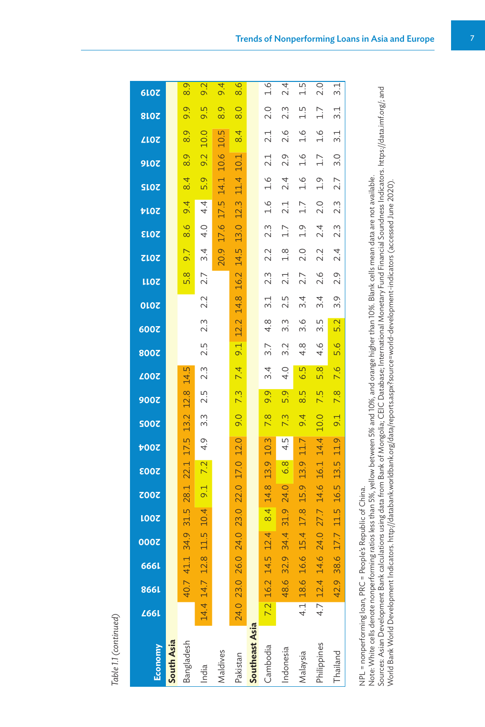*Table 1.1 (continued)*

| Economy | 1997 | 1998 | 1999 | 2000 | 2001 | 2002 | 2003 | 2004 | 2005 | 2006 | 2007 | 2008 | 2009 | 2010 | 2011 | 2012 | 2013 | 2014 | 2015 | 2016 | 2017 | 2018 | 2019 |
|---|---|---|---|---|---|---|---|---|---|---|---|---|---|---|---|---|---|---|---|---|---|---|---|
| **South Asia** | | | | | | | | | | | | | | | | | | | | | | | |
| Bangladesh | | 40.7 | 41.1 | 34.9 | 31.5 | 28.1 | 22.1 | 17.5 | 13.2 | 12.8 | 14.5 | | | | 5.8 | 9.7 | 8.6 | 9.4 | 8.4 | 8.9 | 8.9 | 9.9 | 8.9 |
| India | 14.4 | 14.7 | 12.8 | 11.5 | 10.4 | 9.1 | 7.2 | 4.9 | 3.3 | 2.5 | 2.3 | 2.5 | 2.3 | 2.2 | 2.7 | 3.4 | 4.0 | 4.4 | 5.9 | 9.2 | 10.0 | 9.5 | 9.2 |
| Maldives | | | | | | | | | | | | | | | | 20.9 | 17.6 | 17.5 | 14.1 | 10.6 | 10.5 | 8.9 | 9.4 |
| Pakistan | 24.0 | 23.0 | 26.0 | 24.0 | 23.0 | 22.0 | 17.0 | 12.0 | 9.0 | 7.3 | 7.4 | 9.1 | 12.2 | 14.8 | 16.2 | 14.5 | 13.0 | 12.3 | 11.4 | 10.1 | 8.4 | 8.0 | 8.6 |
| **Southeast Asia** | | | | | | | | | | | | | | | | | | | | | | | |
| Cambodia | 7.2 | 16.2 | 14.5 | 12.4 | 8.4 | 14.8 | 13.9 | 10.3 | 7.8 | 9.9 | 3.4 | 3.7 | 4.8 | 3.1 | 2.3 | 2.2 | 2.3 | 1.6 | 1.6 | 2.1 | 2.1 | 2.0 | 1.6 |
| Indonesia | | 48.6 | 32.9 | 34.4 | 31.9 | 24.0 | 6.8 | 4.5 | 7.3 | 5.9 | 4.0 | 3.2 | 3.3 | 2.5 | 2.1 | 1.8 | 1.7 | 2.1 | 2.4 | 2.9 | 2.6 | 2.3 | 2.4 |
| Malaysia | 4.1 | 18.6 | 16.6 | 15.4 | 17.8 | 15.9 | 13.9 | 11.7 | 9.4 | 8.5 | 6.5 | 4.8 | 3.6 | 3.4 | 2.7 | 2.0 | 1.9 | 1.7 | 1.6 | 1.6 | 1.6 | 1.5 | 1.5 |
| Philippines | 4.7 | 12.4 | 14.6 | 24.0 | 27.7 | 14.6 | 16.1 | 14.4 | 10.0 | 7.5 | 5.8 | 4.6 | 3.5 | 3.4 | 2.6 | 2.2 | 2.4 | 2.0 | 1.9 | 1.7 | 1.6 | 1.7 | 2.0 |
| Thailand | | 42.9 | 38.6 | 17.7 | 11.5 | 16.5 | 13.5 | 11.9 | 9.1 | 7.8 | 7.6 | 5.6 | 5.2 | 3.9 | 2.9 | 2.4 | 2.3 | 2.3 | 2.7 | 3.0 | 3.1 | 3.1 | 3.1 |

NPL = nonperforming loan, PRC = People's Republic of China.

Note: White cells denote nonperforming ratios less than 5%, yellow between 5% and 10%, and orange higher than 10%. Blank cells mean data are not available.

Sources: Asian Development Bank calculations using data from Bank of Mongolia; CEIC Database; International Monetary Fund Financial Soundness Indicators. https://data.imf.org/; and World Bank World Development Indicators. http://databank.worldbank.org/data/reports.aspx?source=world-development-indicators (accessed June 2020).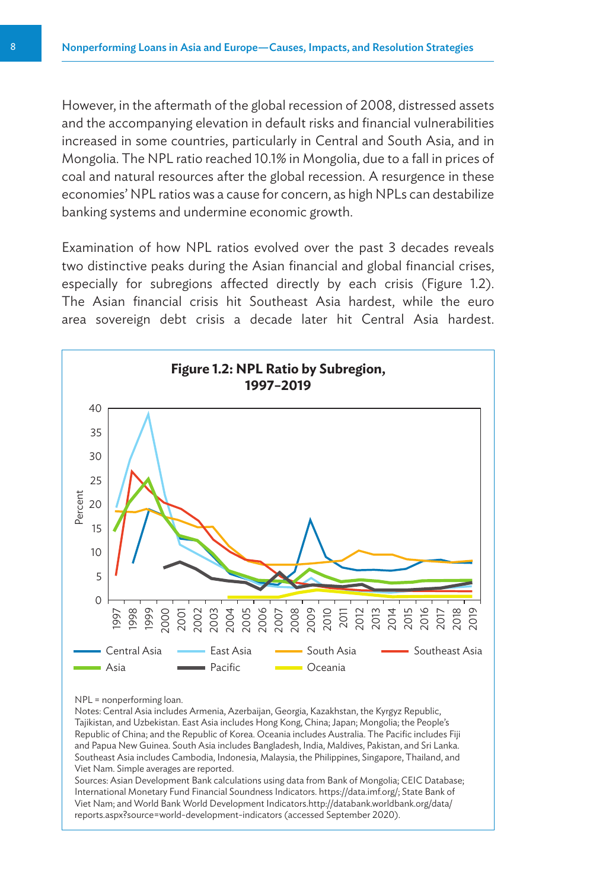However, in the aftermath of the global recession of 2008, distressed assets and the accompanying elevation in default risks and financial vulnerabilities increased in some countries, particularly in Central and South Asia, and in Mongolia. The NPL ratio reached 10.1% in Mongolia, due to a fall in prices of coal and natural resources after the global recession. A resurgence in these economies' NPL ratios was a cause for concern, as high NPLs can destabilize banking systems and undermine economic growth.

Examination of how NPL ratios evolved over the past 3 decades reveals two distinctive peaks during the Asian financial and global financial crises, especially for subregions affected directly by each crisis (Figure 1.2). The Asian financial crisis hit Southeast Asia hardest, while the euro area sovereign debt crisis a decade later hit Central Asia hardest.

**Figure 1.2: NPL Ratio by Subregion, 1997–2019**

Percent

40
35
30
25
20
15
10
5
0

1997 1998 1999 2000 2001 2002 2003 2004 2005 2006 2007 2008 2009 2010 2011 2012 2013 2014 2015 2016 2017 2018 2019

Central Asia
East Asia
South Asia
Southeast Asia
Asia
Pacific
Oceania

NPL = nonperforming loan.

Notes: Central Asia includes Armenia, Azerbaijan, Georgia, Kazakhstan, the Kyrgyz Republic, Tajikistan, and Uzbekistan. East Asia includes Hong Kong, China; Japan; Mongolia; the People's Republic of China; and the Republic of Korea. Oceania includes Australia. The Pacific includes Fiji and Papua New Guinea. South Asia includes Bangladesh, India, Maldives, Pakistan, and Sri Lanka. Southeast Asia includes Cambodia, Indonesia, Malaysia, the Philippines, Singapore, Thailand, and Viet Nam. Simple averages are reported.

Sources: Asian Development Bank calculations using data from Bank of Mongolia; CEIC Database; International Monetary Fund Financial Soundness Indicators. https://data.imf.org/; State Bank of Viet Nam; and World Bank World Development Indicators.http://databank.worldbank.org/data/reports.aspx?source=world-development-indicators (accessed September 2020).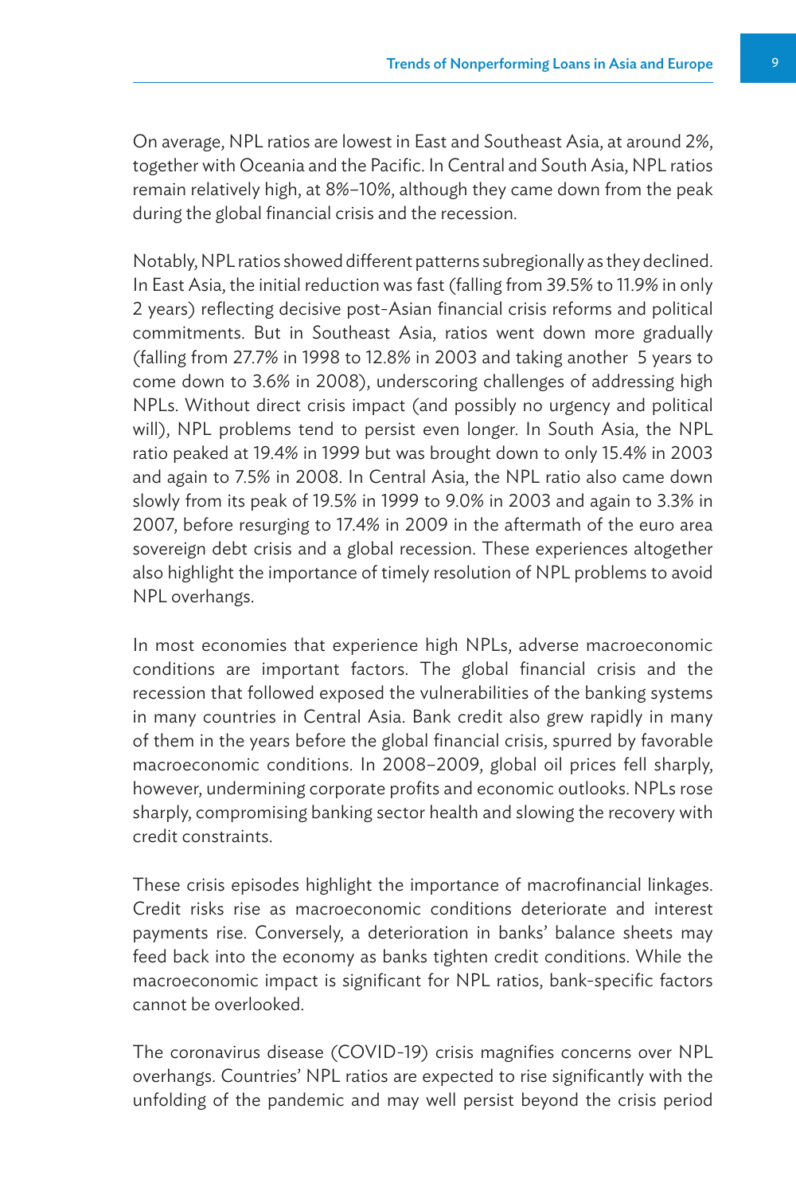On average, NPL ratios are lowest in East and Southeast Asia, at around 2%, together with Oceania and the Pacific. In Central and South Asia, NPL ratios remain relatively high, at 8%–10%, although they came down from the peak during the global financial crisis and the recession.

Notably, NPL ratios showed different patterns subregionally as they declined. In East Asia, the initial reduction was fast (falling from 39.5% to 11.9% in only 2 years) reflecting decisive post-Asian financial crisis reforms and political commitments. But in Southeast Asia, ratios went down more gradually (falling from 27.7% in 1998 to 12.8% in 2003 and taking another 5 years to come down to 3.6% in 2008), underscoring challenges of addressing high NPLs. Without direct crisis impact (and possibly no urgency and political will), NPL problems tend to persist even longer. In South Asia, the NPL ratio peaked at 19.4% in 1999 but was brought down to only 15.4% in 2003 and again to 7.5% in 2008. In Central Asia, the NPL ratio also came down slowly from its peak of 19.5% in 1999 to 9.0% in 2003 and again to 3.3% in 2007, before resurging to 17.4% in 2009 in the aftermath of the euro area sovereign debt crisis and a global recession. These experiences altogether also highlight the importance of timely resolution of NPL problems to avoid NPL overhangs.

In most economies that experience high NPLs, adverse macroeconomic conditions are important factors. The global financial crisis and the recession that followed exposed the vulnerabilities of the banking systems in many countries in Central Asia. Bank credit also grew rapidly in many of them in the years before the global financial crisis, spurred by favorable macroeconomic conditions. In 2008–2009, global oil prices fell sharply, however, undermining corporate profits and economic outlooks. NPLs rose sharply, compromising banking sector health and slowing the recovery with credit constraints.

These crisis episodes highlight the importance of macrofinancial linkages. Credit risks rise as macroeconomic conditions deteriorate and interest payments rise. Conversely, a deterioration in banks' balance sheets may feed back into the economy as banks tighten credit conditions. While the macroeconomic impact is significant for NPL ratios, bank-specific factors cannot be overlooked.

The coronavirus disease (COVID-19) crisis magnifies concerns over NPL overhangs. Countries' NPL ratios are expected to rise significantly with the unfolding of the pandemic and may well persist beyond the crisis period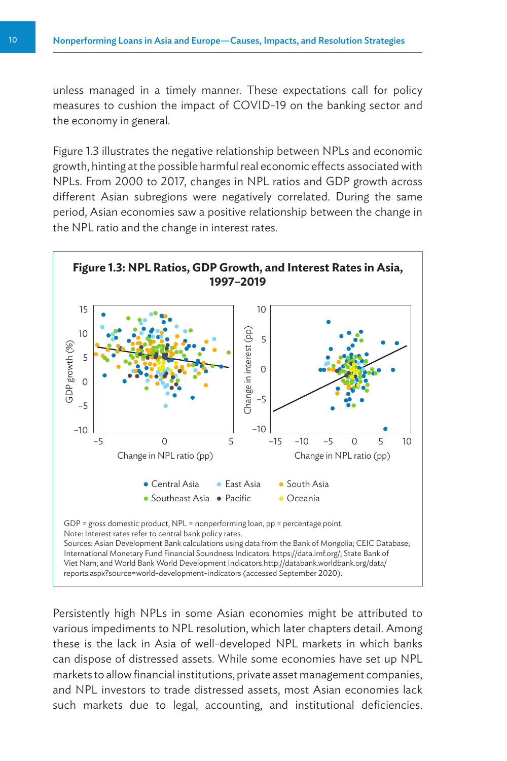unless managed in a timely manner. These expectations call for policy measures to cushion the impact of COVID-19 on the banking sector and the economy in general.

Figure 1.3 illustrates the negative relationship between NPLs and economic growth, hinting at the possible harmful real economic effects associated with NPLs. From 2000 to 2017, changes in NPL ratios and GDP growth across different Asian subregions were negatively correlated. During the same period, Asian economies saw a positive relationship between the change in the NPL ratio and the change in interest rates.

**Figure 1.3: NPL Ratios, GDP Growth, and Interest Rates in Asia, 1997–2019**

GDP growth (%)
15
10
5
0
−5
−10
−5
0
5
Change in NPL ratio (pp)

Change in interest (pp)
10
5
0
−5
−10
−15
−10
−5
0
5
10
Change in NPL ratio (pp)

Central Asia
East Asia
South Asia
Southeast Asia
Pacific
Oceania

GDP = gross domestic product, NPL = nonperforming loan, pp = percentage point.
Note: Interest rates refer to central bank policy rates.
Sources: Asian Development Bank calculations using data from the Bank of Mongolia; CEIC Database; International Monetary Fund Financial Soundness Indicators. https://data.imf.org/; State Bank of Viet Nam; and World Bank World Development Indicators.http://databank.worldbank.org/data/reports.aspx?source=world-development-indicators (accessed September 2020).

Persistently high NPLs in some Asian economies might be attributed to various impediments to NPL resolution, which later chapters detail. Among these is the lack in Asia of well-developed NPL markets in which banks can dispose of distressed assets. While some economies have set up NPL markets to allow financial institutions, private asset management companies, and NPL investors to trade distressed assets, most Asian economies lack such markets due to legal, accounting, and institutional deficiencies.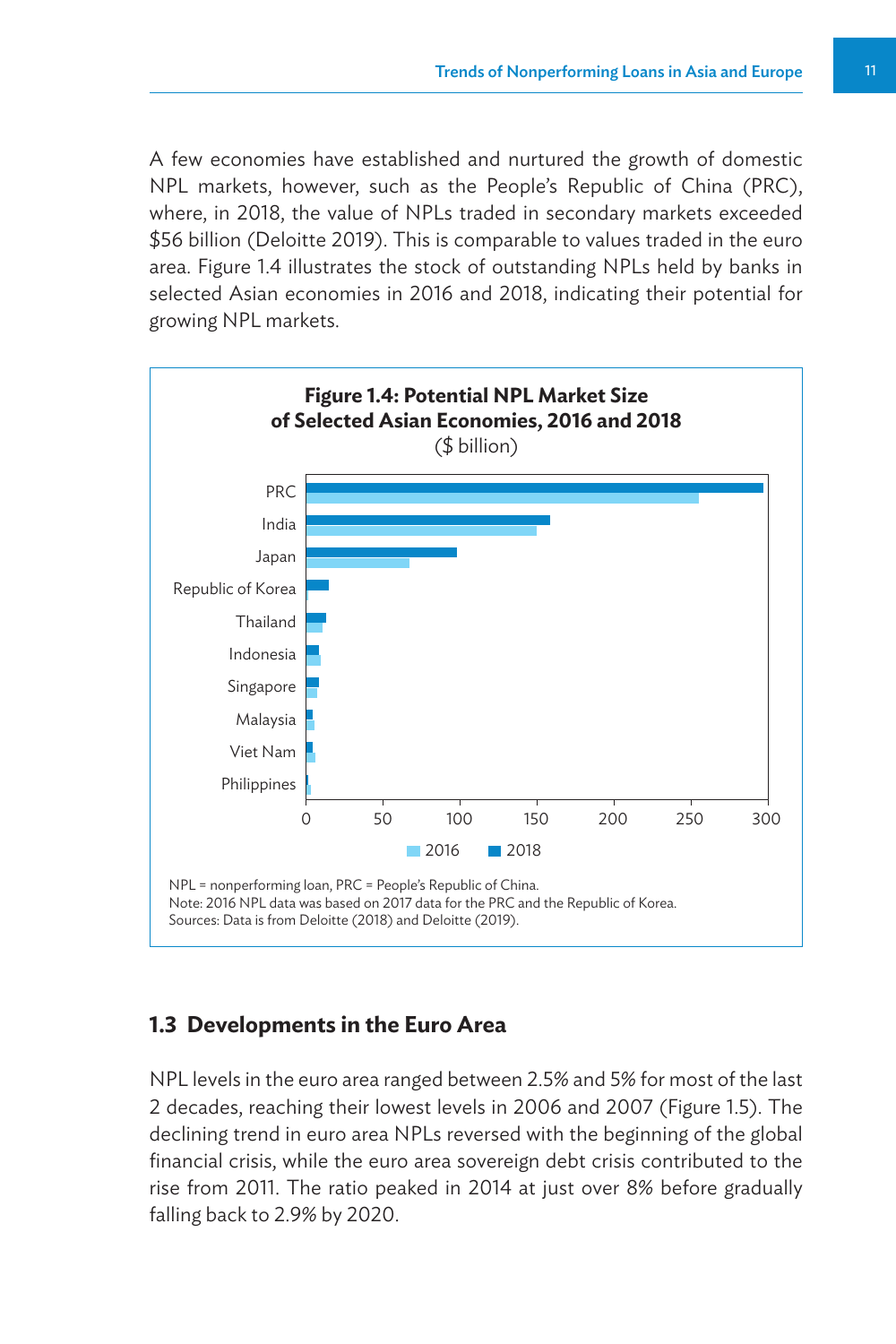A few economies have established and nurtured the growth of domestic NPL markets, however, such as the People's Republic of China (PRC), where, in 2018, the value of NPLs traded in secondary markets exceeded $56 billion (Deloitte 2019). This is comparable to values traded in the euro area. Figure 1.4 illustrates the stock of outstanding NPLs held by banks in selected Asian economies in 2016 and 2018, indicating their potential for growing NPL markets.

**Figure 1.4: Potential NPL Market Size of Selected Asian Economies, 2016 and 2018**
($ billion)

NPL = nonperforming loan, PRC = People's Republic of China.
Note: 2016 NPL data was based on 2017 data for the PRC and the Republic of Korea.
Sources: Data is from Deloitte (2018) and Deloitte (2019).

## 1.3 Developments in the Euro Area

NPL levels in the euro area ranged between 2.5% and 5% for most of the last 2 decades, reaching their lowest levels in 2006 and 2007 (Figure 1.5). The declining trend in euro area NPLs reversed with the beginning of the global financial crisis, while the euro area sovereign debt crisis contributed to the rise from 2011. The ratio peaked in 2014 at just over 8% before gradually falling back to 2.9% by 2020.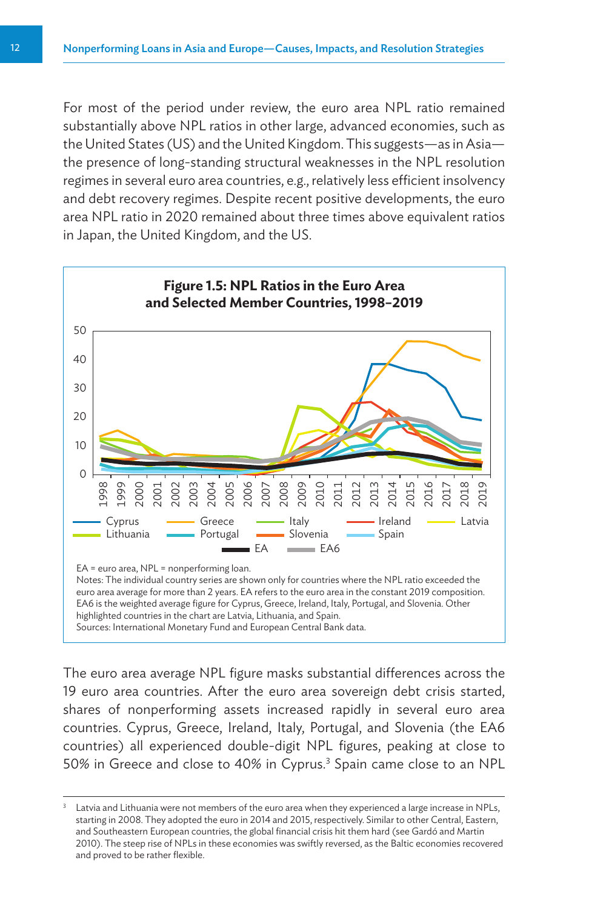For most of the period under review, the euro area NPL ratio remained substantially above NPL ratios in other large, advanced economies, such as the United States (US) and the United Kingdom. This suggests—as in Asia—the presence of long-standing structural weaknesses in the NPL resolution regimes in several euro area countries, e.g., relatively less efficient insolvency and debt recovery regimes. Despite recent positive developments, the euro area NPL ratio in 2020 remained about three times above equivalent ratios in Japan, the United Kingdom, and the US.

**Figure 1.5: NPL Ratios in the Euro Area and Selected Member Countries, 1998–2019**

50
40
30
20
10
0

1998 1999 2000 2001 2002 2003 2004 2005 2006 2007 2008 2009 2010 2011 2012 2013 2014 2015 2016 2017 2018 2019

Cyprus, Greece, Italy, Ireland, Latvia, Lithuania, Portugal, Slovenia, Spain, EA, EA6

EA = euro area, NPL = nonperforming loan.

Notes: The individual country series are shown only for countries where the NPL ratio exceeded the euro area average for more than 2 years. EA refers to the euro area in the constant 2019 composition. EA6 is the weighted average figure for Cyprus, Greece, Ireland, Italy, Portugal, and Slovenia. Other highlighted countries in the chart are Latvia, Lithuania, and Spain.

Sources: International Monetary Fund and European Central Bank data.

The euro area average NPL figure masks substantial differences across the 19 euro area countries. After the euro area sovereign debt crisis started, shares of nonperforming assets increased rapidly in several euro area countries. Cyprus, Greece, Ireland, Italy, Portugal, and Slovenia (the EA6 countries) all experienced double-digit NPL figures, peaking at close to 50% in Greece and close to 40% in Cyprus.[3] Spain came close to an NPL

[3] Latvia and Lithuania were not members of the euro area when they experienced a large increase in NPLs, starting in 2008. They adopted the euro in 2014 and 2015, respectively. Similar to other Central, Eastern, and Southeastern European countries, the global financial crisis hit them hard (see Gardó and Martin 2010). The steep rise of NPLs in these economies was swiftly reversed, as the Baltic economies recovered and proved to be rather flexible.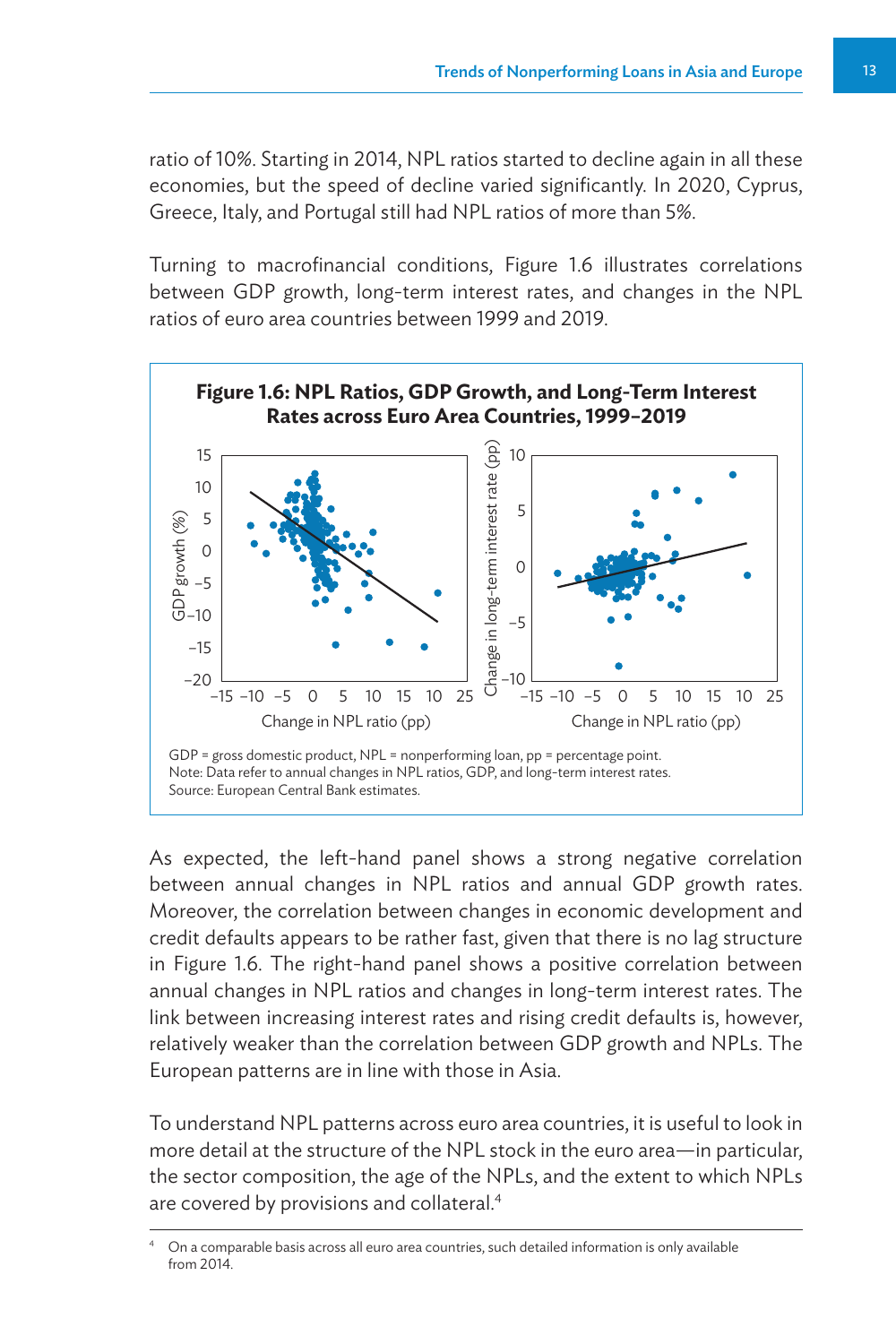ratio of 10%. Starting in 2014, NPL ratios started to decline again in all these economies, but the speed of decline varied significantly. In 2020, Cyprus, Greece, Italy, and Portugal still had NPL ratios of more than 5%.

Turning to macrofinancial conditions, Figure 1.6 illustrates correlations between GDP growth, long-term interest rates, and changes in the NPL ratios of euro area countries between 1999 and 2019.

**Figure 1.6: NPL Ratios, GDP Growth, and Long-Term Interest Rates across Euro Area Countries, 1999–2019**

GDP growth (%)

15
10
5
0
−5
−10
−15
−20

−15 −10 −5 0 5 10 15 10 25

Change in NPL ratio (pp)

Change in long-term interest rate (pp)

10
5
0
−5
−10

−15 −10 −5 0 5 10 15 10 25

Change in NPL ratio (pp)

GDP = gross domestic product, NPL = nonperforming loan, pp = percentage point.
Note: Data refer to annual changes in NPL ratios, GDP, and long-term interest rates.
Source: European Central Bank estimates.

As expected, the left-hand panel shows a strong negative correlation between annual changes in NPL ratios and annual GDP growth rates. Moreover, the correlation between changes in economic development and credit defaults appears to be rather fast, given that there is no lag structure in Figure 1.6. The right-hand panel shows a positive correlation between annual changes in NPL ratios and changes in long-term interest rates. The link between increasing interest rates and rising credit defaults is, however, relatively weaker than the correlation between GDP growth and NPLs. The European patterns are in line with those in Asia.

To understand NPL patterns across euro area countries, it is useful to look in more detail at the structure of the NPL stock in the euro area—in particular, the sector composition, the age of the NPLs, and the extent to which NPLs are covered by provisions and collateral.[4]

[4] On a comparable basis across all euro area countries, such detailed information is only available from 2014.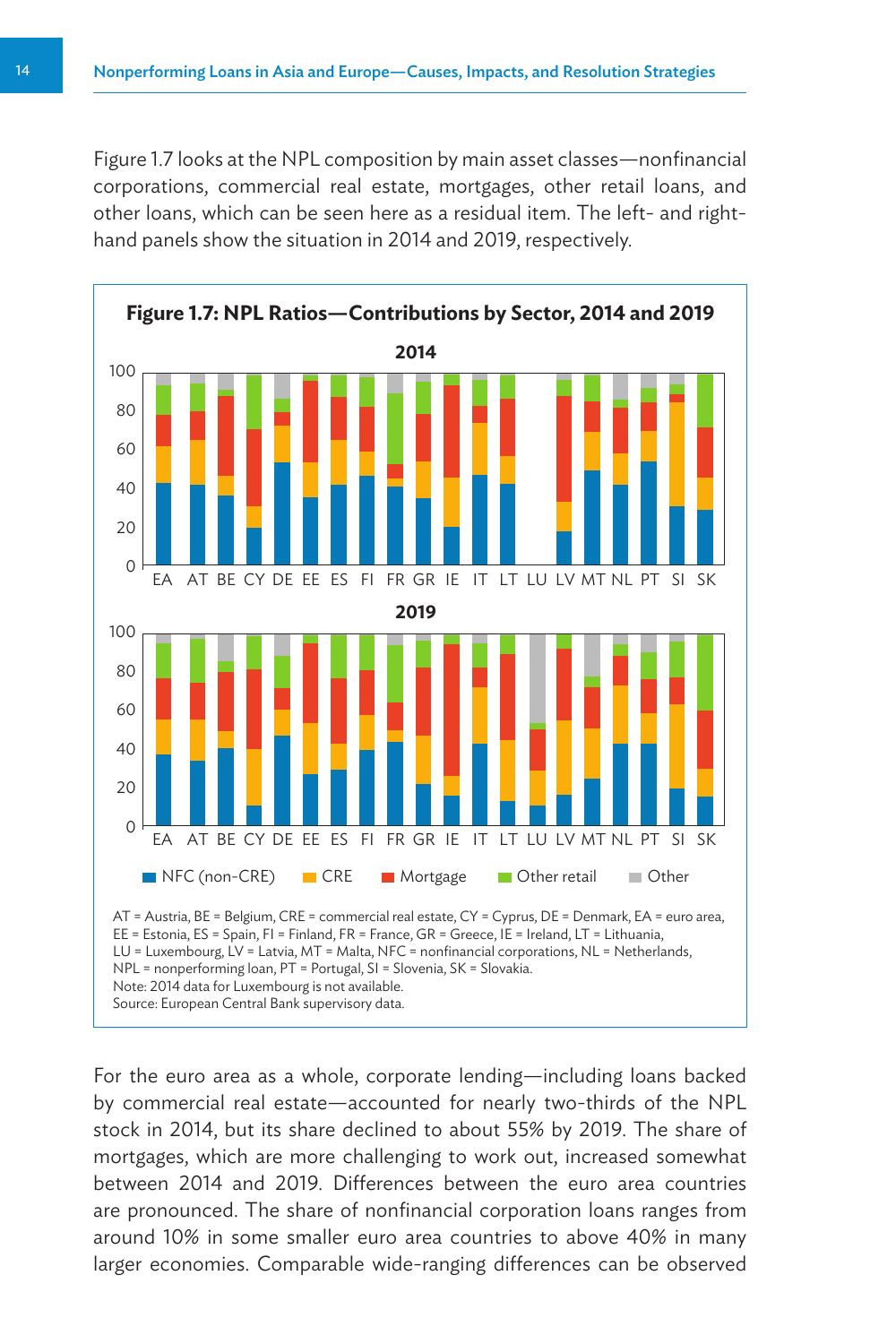Figure 1.7 looks at the NPL composition by main asset classes—nonfinancial corporations, commercial real estate, mortgages, other retail loans, and other loans, which can be seen here as a residual item. The left- and right-hand panels show the situation in 2014 and 2019, respectively.

**Figure 1.7: NPL Ratios—Contributions by Sector, 2014 and 2019**

2014

100
80
60
40
20
0

EA AT BE CY DE EE ES FI FR GR IE IT LT LU LV MT NL PT SI SK

2019

100
80
60
40
20
0

EA AT BE CY DE EE ES FI FR GR IE IT LT LU LV MT NL PT SI SK

NFC (non-CRE) CRE Mortgage Other retail Other

AT = Austria, BE = Belgium, CRE = commercial real estate, CY = Cyprus, DE = Denmark, EA = euro area, EE = Estonia, ES = Spain, FI = Finland, FR = France, GR = Greece, IE = Ireland, LT = Lithuania, LU = Luxembourg, LV = Latvia, MT = Malta, NFC = nonfinancial corporations, NL = Netherlands, NPL = nonperforming loan, PT = Portugal, SI = Slovenia, SK = Slovakia.
Note: 2014 data for Luxembourg is not available.
Source: European Central Bank supervisory data.

For the euro area as a whole, corporate lending—including loans backed by commercial real estate—accounted for nearly two-thirds of the NPL stock in 2014, but its share declined to about 55% by 2019. The share of mortgages, which are more challenging to work out, increased somewhat between 2014 and 2019. Differences between the euro area countries are pronounced. The share of nonfinancial corporation loans ranges from around 10% in some smaller euro area countries to above 40% in many larger economies. Comparable wide-ranging differences can be observed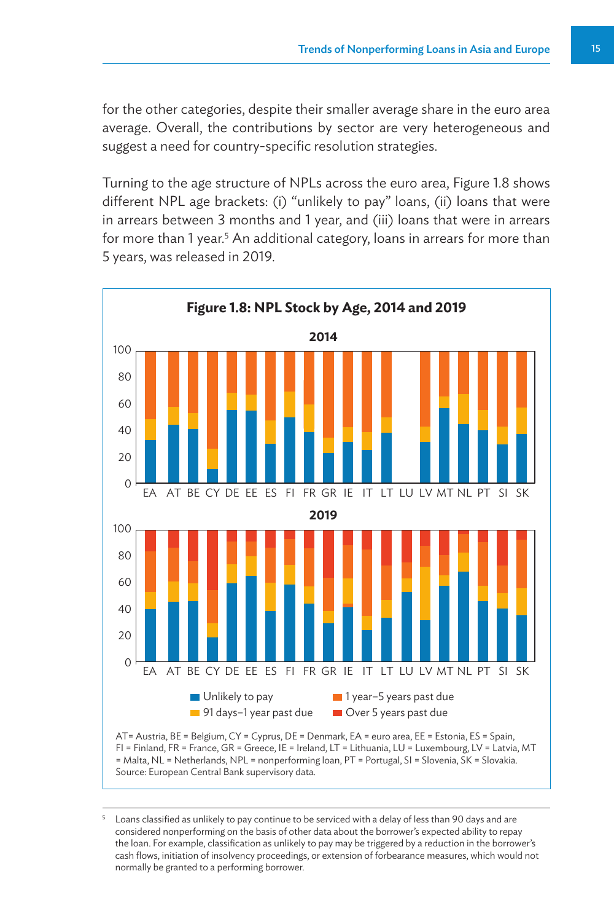for the other categories, despite their smaller average share in the euro area average. Overall, the contributions by sector are very heterogeneous and suggest a need for country-specific resolution strategies.

Turning to the age structure of NPLs across the euro area, Figure 1.8 shows different NPL age brackets: (i) "unlikely to pay" loans, (ii) loans that were in arrears between 3 months and 1 year, and (iii) loans that were in arrears for more than 1 year.[5] An additional category, loans in arrears for more than 5 years, was released in 2019.

**Figure 1.8: NPL Stock by Age, 2014 and 2019**

**2014**

100
80
60
40
20
0

EA AT BE CY DE EE ES FI FR GR IE IT LT LU LV MT NL PT SI SK

**2019**

100
80
60
40
20
0

EA AT BE CY DE EE ES FI FR GR IE IT LT LU LV MT NL PT SI SK

Unlikely to pay
91 days–1 year past due
1 year–5 years past due
Over 5 years past due

AT= Austria, BE = Belgium, CY = Cyprus, DE = Denmark, EA = euro area, EE = Estonia, ES = Spain, FI = Finland, FR = France, GR = Greece, IE = Ireland, LT = Lithuania, LU = Luxembourg, LV = Latvia, MT = Malta, NL = Netherlands, NPL = nonperforming loan, PT = Portugal, SI = Slovenia, SK = Slovakia.
Source: European Central Bank supervisory data.

[5] Loans classified as unlikely to pay continue to be serviced with a delay of less than 90 days and are considered nonperforming on the basis of other data about the borrower's expected ability to repay the loan. For example, classification as unlikely to pay may be triggered by a reduction in the borrower's cash flows, initiation of insolvency proceedings, or extension of forbearance measures, which would not normally be granted to a performing borrower.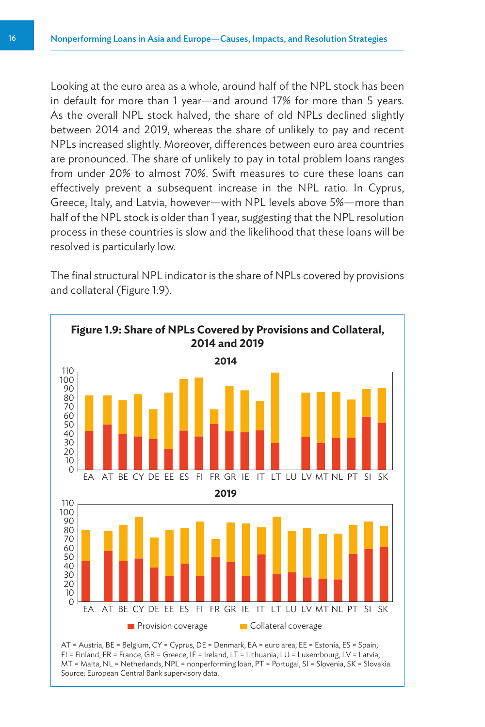Looking at the euro area as a whole, around half of the NPL stock has been in default for more than 1 year—and around 17% for more than 5 years. As the overall NPL stock halved, the share of old NPLs declined slightly between 2014 and 2019, whereas the share of unlikely to pay and recent NPLs increased slightly. Moreover, differences between euro area countries are pronounced. The share of unlikely to pay in total problem loans ranges from under 20% to almost 70%. Swift measures to cure these loans can effectively prevent a subsequent increase in the NPL ratio. In Cyprus, Greece, Italy, and Latvia, however—with NPL levels above 5%—more than half of the NPL stock is older than 1 year, suggesting that the NPL resolution process in these countries is slow and the likelihood that these loans will be resolved is particularly low.

The final structural NPL indicator is the share of NPLs covered by provisions and collateral (Figure 1.9).

**Figure 1.9: Share of NPLs Covered by Provisions and Collateral, 2014 and 2019**

2014

110
100
90
80
70
60
50
40
30
20
10
0

EA AT BE CY DE EE ES FI FR GR IE IT LT LU LV MT NL PT SI SK

2019

110
100
90
80
70
60
50
40
30
20
10
0

EA AT BE CY DE EE ES FI FR GR IE IT LT LU LV MT NL PT SI SK

Provision coverage
Collateral coverage

AT = Austria, BE = Belgium, CY = Cyprus, DE = Denmark, EA = euro area, EE = Estonia, ES = Spain, FI = Finland, FR = France, GR = Greece, IE = Ireland, LT = Lithuania, LU = Luxembourg, LV = Latvia, MT = Malta, NL = Netherlands, NPL = nonperforming loan, PT = Portugal, SI = Slovenia, SK = Slovakia.
Source: European Central Bank supervisory data.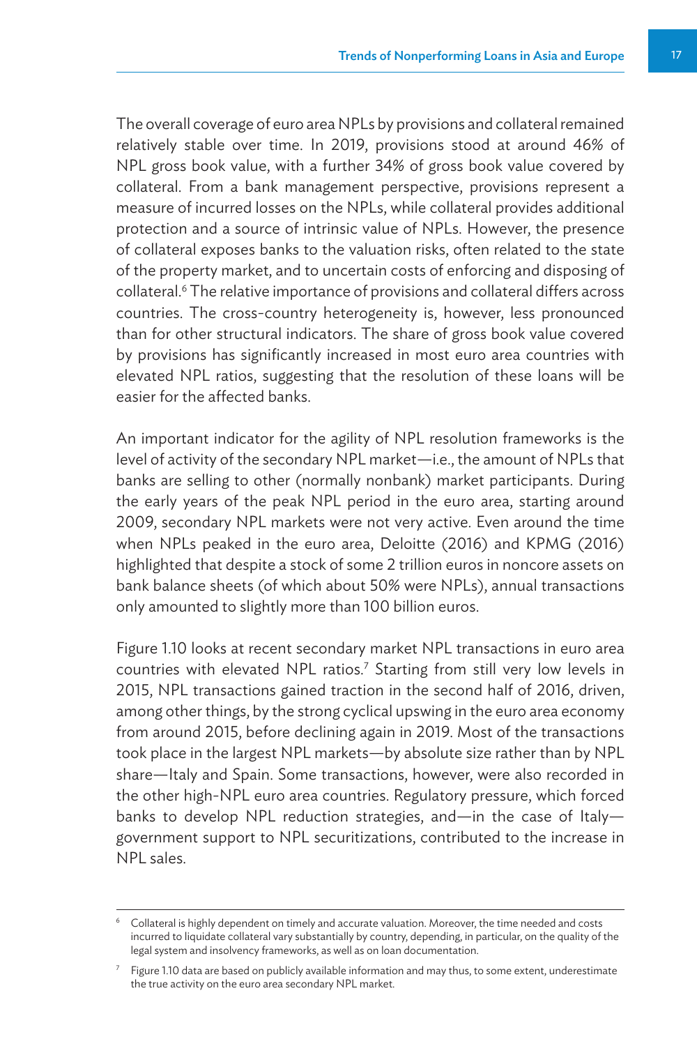The overall coverage of euro area NPLs by provisions and collateral remained relatively stable over time. In 2019, provisions stood at around 46% of NPL gross book value, with a further 34% of gross book value covered by collateral. From a bank management perspective, provisions represent a measure of incurred losses on the NPLs, while collateral provides additional protection and a source of intrinsic value of NPLs. However, the presence of collateral exposes banks to the valuation risks, often related to the state of the property market, and to uncertain costs of enforcing and disposing of collateral.[6] The relative importance of provisions and collateral differs across countries. The cross-country heterogeneity is, however, less pronounced than for other structural indicators. The share of gross book value covered by provisions has significantly increased in most euro area countries with elevated NPL ratios, suggesting that the resolution of these loans will be easier for the affected banks.

An important indicator for the agility of NPL resolution frameworks is the level of activity of the secondary NPL market—i.e., the amount of NPLs that banks are selling to other (normally nonbank) market participants. During the early years of the peak NPL period in the euro area, starting around 2009, secondary NPL markets were not very active. Even around the time when NPLs peaked in the euro area, Deloitte (2016) and KPMG (2016) highlighted that despite a stock of some 2 trillion euros in noncore assets on bank balance sheets (of which about 50% were NPLs), annual transactions only amounted to slightly more than 100 billion euros.

Figure 1.10 looks at recent secondary market NPL transactions in euro area countries with elevated NPL ratios.[7] Starting from still very low levels in 2015, NPL transactions gained traction in the second half of 2016, driven, among other things, by the strong cyclical upswing in the euro area economy from around 2015, before declining again in 2019. Most of the transactions took place in the largest NPL markets—by absolute size rather than by NPL share—Italy and Spain. Some transactions, however, were also recorded in the other high-NPL euro area countries. Regulatory pressure, which forced banks to develop NPL reduction strategies, and—in the case of Italy—government support to NPL securitizations, contributed to the increase in NPL sales.

---

[6] Collateral is highly dependent on timely and accurate valuation. Moreover, the time needed and costs incurred to liquidate collateral vary substantially by country, depending, in particular, on the quality of the legal system and insolvency frameworks, as well as on loan documentation.

[7] Figure 1.10 data are based on publicly available information and may thus, to some extent, underestimate the true activity on the euro area secondary NPL market.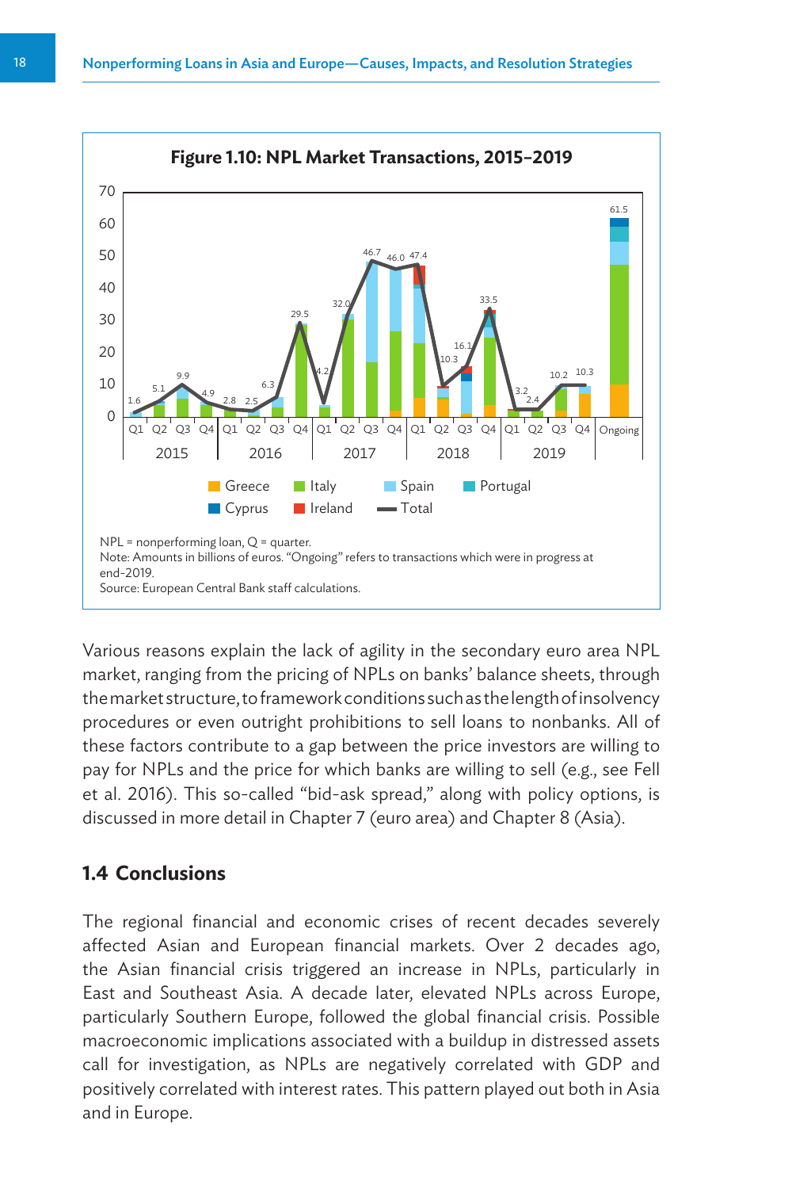**Figure 1.10: NPL Market Transactions, 2015–2019**

70
60
50
40
30
20
10
0

1.6, 5.1, 9.9, 4.9, 2.8, 2.5, 6.3, 29.5, 4.2, 32.0, 46.7, 46.0, 47.4, 10.3, 16.1, 33.5, 3.2, 2.4, 10.2, 10.3, 61.5

Q1 Q2 Q3 Q4 Q1 Q2 Q3 Q4 Q1 Q2 Q3 Q4 Q1 Q2 Q3 Q4 Q1 Q2 Q3 Q4 Ongoing

2015 2016 2017 2018 2019

Greece, Italy, Spain, Portugal, Cyprus, Ireland, Total

NPL = nonperforming loan, Q = quarter.
Note: Amounts in billions of euros. "Ongoing" refers to transactions which were in progress at end-2019.
Source: European Central Bank staff calculations.

Various reasons explain the lack of agility in the secondary euro area NPL market, ranging from the pricing of NPLs on banks' balance sheets, through the market structure, to framework conditions such as the length of insolvency procedures or even outright prohibitions to sell loans to nonbanks. All of these factors contribute to a gap between the price investors are willing to pay for NPLs and the price for which banks are willing to sell (e.g., see Fell et al. 2016). This so-called "bid-ask spread," along with policy options, is discussed in more detail in Chapter 7 (euro area) and Chapter 8 (Asia).

## 1.4 Conclusions

The regional financial and economic crises of recent decades severely affected Asian and European financial markets. Over 2 decades ago, the Asian financial crisis triggered an increase in NPLs, particularly in East and Southeast Asia. A decade later, elevated NPLs across Europe, particularly Southern Europe, followed the global financial crisis. Possible macroeconomic implications associated with a buildup in distressed assets call for investigation, as NPLs are negatively correlated with GDP and positively correlated with interest rates. This pattern played out both in Asia and in Europe.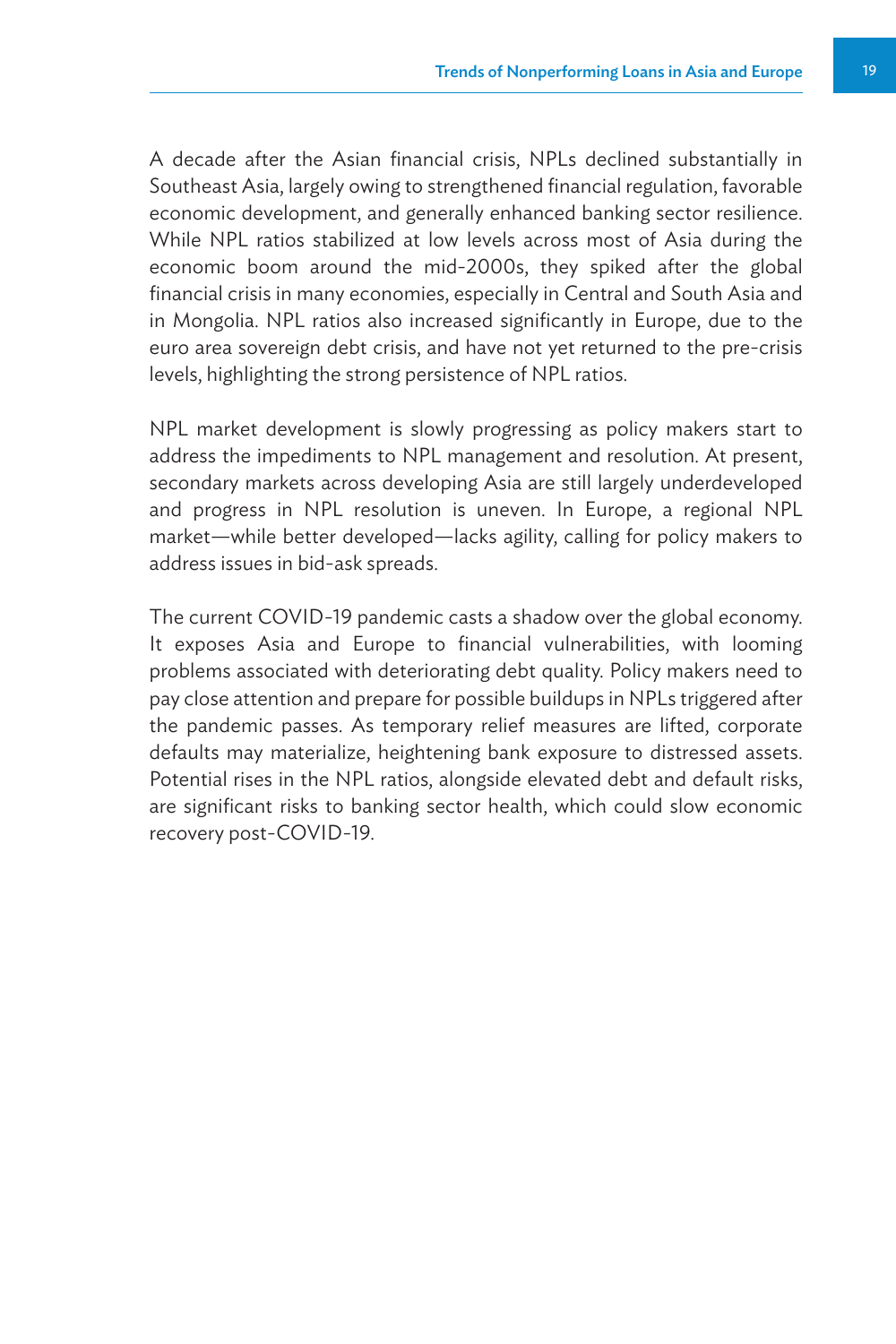A decade after the Asian financial crisis, NPLs declined substantially in Southeast Asia, largely owing to strengthened financial regulation, favorable economic development, and generally enhanced banking sector resilience. While NPL ratios stabilized at low levels across most of Asia during the economic boom around the mid-2000s, they spiked after the global financial crisis in many economies, especially in Central and South Asia and in Mongolia. NPL ratios also increased significantly in Europe, due to the euro area sovereign debt crisis, and have not yet returned to the pre-crisis levels, highlighting the strong persistence of NPL ratios.

NPL market development is slowly progressing as policy makers start to address the impediments to NPL management and resolution. At present, secondary markets across developing Asia are still largely underdeveloped and progress in NPL resolution is uneven. In Europe, a regional NPL market—while better developed—lacks agility, calling for policy makers to address issues in bid-ask spreads.

The current COVID-19 pandemic casts a shadow over the global economy. It exposes Asia and Europe to financial vulnerabilities, with looming problems associated with deteriorating debt quality. Policy makers need to pay close attention and prepare for possible buildups in NPLs triggered after the pandemic passes. As temporary relief measures are lifted, corporate defaults may materialize, heightening bank exposure to distressed assets. Potential rises in the NPL ratios, alongside elevated debt and default risks, are significant risks to banking sector health, which could slow economic recovery post-COVID-19.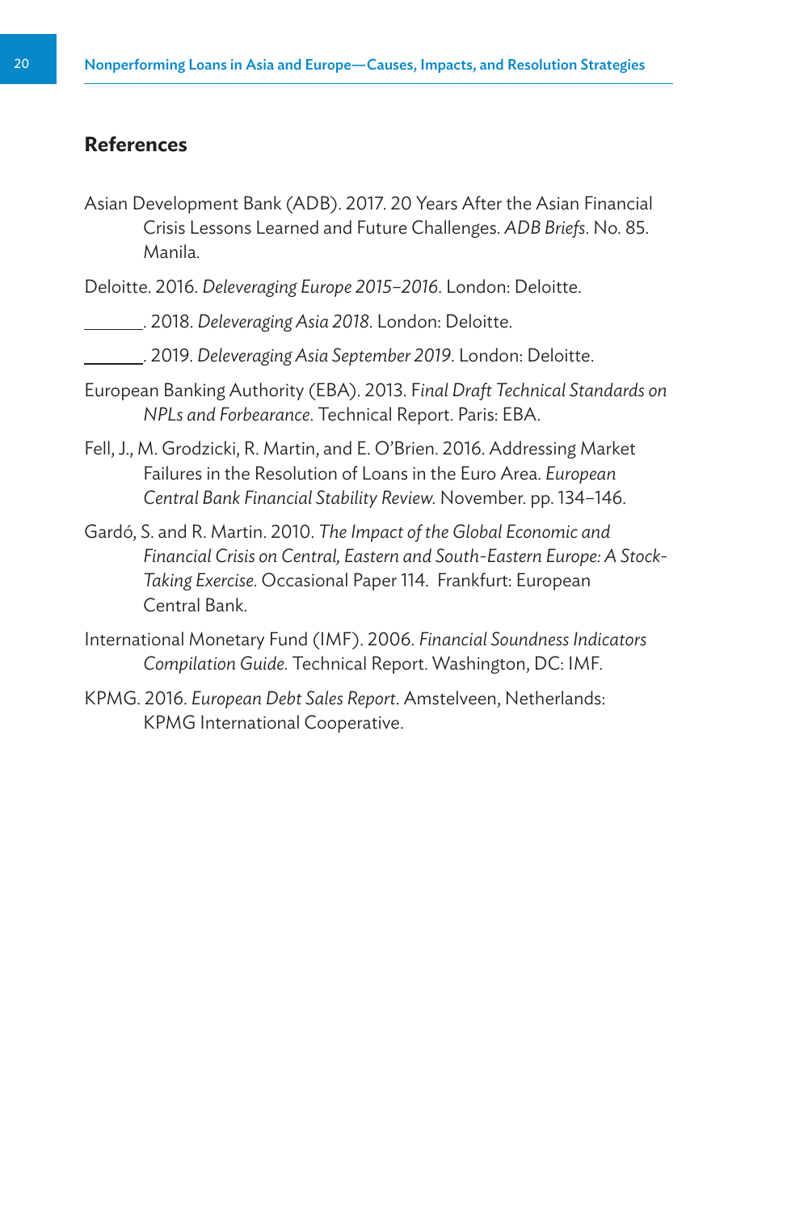## References

Asian Development Bank (ADB). 2017. 20 Years After the Asian Financial Crisis Lessons Learned and Future Challenges. *ADB Briefs*. No. 85. Manila.

Deloitte. 2016. *Deleveraging Europe 2015–2016*. London: Deloitte.

\_\_\_\_\_\_. 2018. *Deleveraging Asia 2018*. London: Deloitte.

\_\_\_\_\_\_. 2019. *Deleveraging Asia September 2019*. London: Deloitte.

European Banking Authority (EBA). 2013. F*inal Draft Technical Standards on NPLs and Forbearance*. Technical Report. Paris: EBA.

Fell, J., M. Grodzicki, R. Martin, and E. O'Brien. 2016. Addressing Market Failures in the Resolution of Loans in the Euro Area. *European Central Bank Financial Stability Review.* November. pp. 134–146.

Gardó, S. and R. Martin. 2010. *The Impact of the Global Economic and Financial Crisis on Central, Eastern and South-Eastern Europe: A Stock-Taking Exercise.* Occasional Paper 114. Frankfurt: European Central Bank.

International Monetary Fund (IMF). 2006. *Financial Soundness Indicators Compilation Guide.* Technical Report. Washington, DC: IMF.

KPMG. 2016. *European Debt Sales Report*. Amstelveen, Netherlands: KPMG International Cooperative.